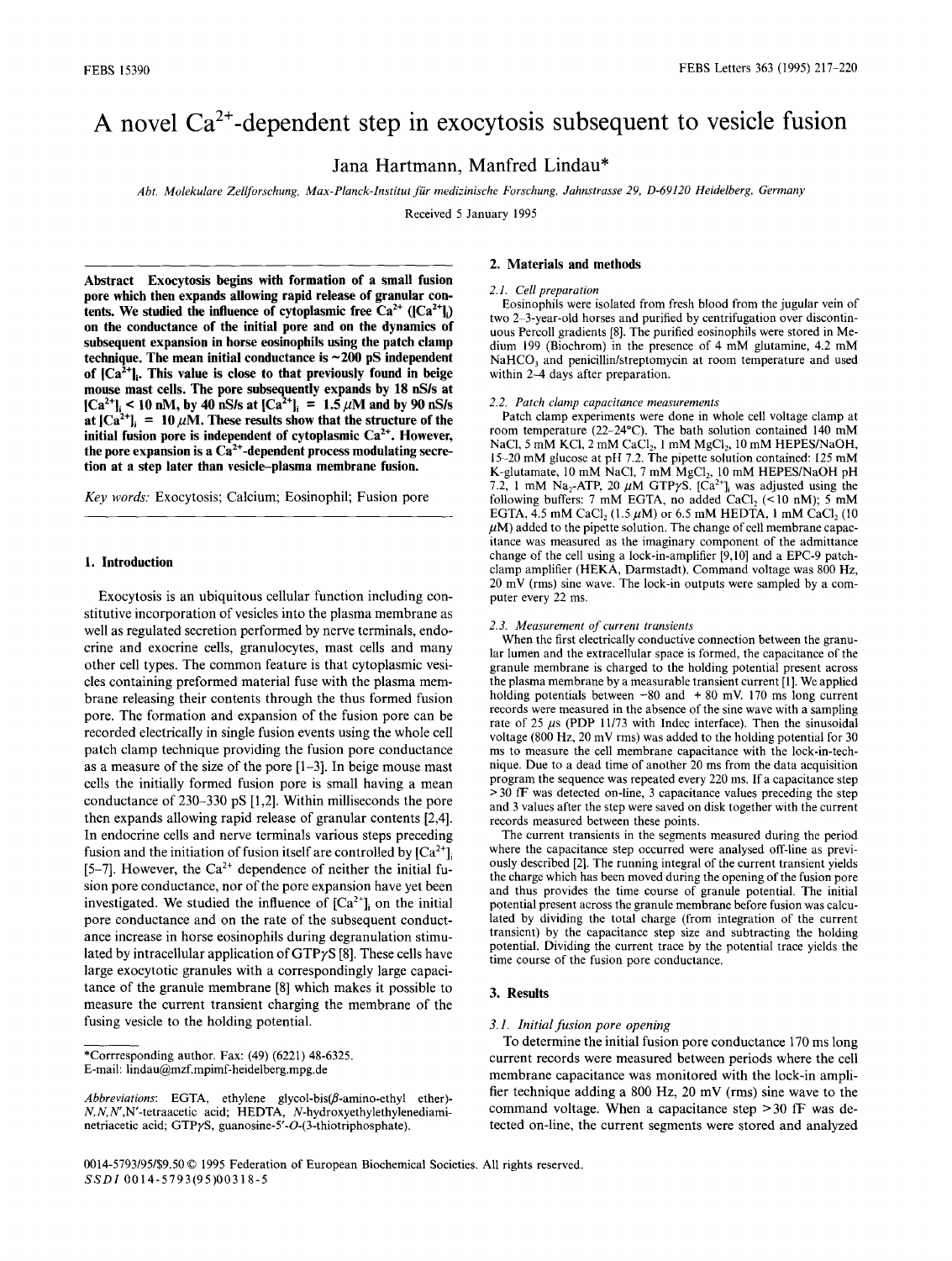# A novel $Ca^{2+}$-dependent step in exocytosis subsequent to vesicle fusion

Jana Hartmann, Manfred Lindau*

*Abt. Molekulare Zellforschung, Max-Planck-Institut für medizinische Forschung, Jahnstrasse 29, D-69120 Heidelberg, Germany*

Received 5 January 1995

**Abstract** Exocytosis begins with formation of a small fusion pore which then expands allowing rapid release of granular contents. We studied the influence of cytoplasmic free $Ca^{2+}$ ($[Ca^{2+}]_i$) on the conductance of the initial pore and on the dynamics of subsequent expansion in horse eosinophils using the patch clamp technique. The mean initial conductance is ~200 pS independent of $[Ca^{2+}]_i$. This value is close to that previously found in beige mouse mast cells. The pore subsequently expands by 18 nS/s at $[Ca^{2+}]_i$ < 10 nM, by 40 nS/s at $[Ca^{2+}]_i$ = 1.5 μM and by 90 nS/s at $[Ca^{2+}]_i$ = 10 μM. These results show that the structure of the initial fusion pore is independent of cytoplasmic $Ca^{2+}$. However, the pore expansion is a $Ca^{2+}$-dependent process modulating secretion at a step later than vesicle–plasma membrane fusion.

*Key words:* Exocytosis; Calcium; Eosinophil; Fusion pore

## 1. Introduction

Exocytosis is an ubiquitous cellular function including constitutive incorporation of vesicles into the plasma membrane as well as regulated secretion performed by nerve terminals, endocrine and exocrine cells, granulocytes, mast cells and many other cell types. The common feature is that cytoplasmic vesicles containing preformed material fuse with the plasma membrane releasing their contents through the thus formed fusion pore. The formation and expansion of the fusion pore can be recorded electrically in single fusion events using the whole cell patch clamp technique providing the fusion pore conductance as a measure of the size of the pore [1–3]. In beige mouse mast cells the initially formed fusion pore is small having a mean conductance of 230–330 pS [1,2]. Within milliseconds the pore then expands allowing rapid release of granular contents [2,4]. In endocrine cells and nerve terminals various steps preceding fusion and the initiation of fusion itself are controlled by $[Ca^{2+}]_i$ [5–7]. However, the $Ca^{2+}$ dependence of neither the initial fusion pore conductance, nor of the pore expansion have yet been investigated. We studied the influence of $[Ca^{2+}]_i$ on the initial pore conductance and on the rate of the subsequent conductance increase in horse eosinophils during degranulation stimulated by intracellular application of GTPγS [8]. These cells have large exocytotic granules with a correspondingly large capacitance of the granule membrane [8] which makes it possible to measure the current transient charging the membrane of the fusing vesicle to the holding potential.

*Corrresponding author. Fax: (49) (6221) 48-6325. E-mail: lindau@mzf.mpimf-heidelberg.mpg.de

*Abbreviations*: EGTA, ethylene glycol-bis(β-amino-ethyl ether)-N,N,N',N'-tetraacetic acid; HEDTA, N-hydroxyethylethylenediaminetriacetic acid; GTPγS, guanosine-5'-O-(3-thiotriphosphate).

## 2. Materials and methods

### 2.1. Cell preparation

Eosinophils were isolated from fresh blood from the jugular vein of two 2–3-year-old horses and purified by centrifugation over discontinuous Percoll gradients [8]. The purified eosinophils were stored in Medium 199 (Biochrom) in the presence of 4 mM glutamine, 4.2 mM $NaHCO_3$ and penicillin/streptomycin at room temperature and used within 2–4 days after preparation.

### 2.2. Patch clamp capacitance measurements

Patch clamp experiments were done in whole cell voltage clamp at room temperature (22–24°C). The bath solution contained 140 mM NaCl, 5 mM KCl, 2 mM $CaCl_2$, 1 mM $MgCl_2$, 10 mM HEPES/NaOH, 15–20 mM glucose at pH 7.2. The pipette solution contained: 125 mM K-glutamate, 10 mM NaCl, 7 mM $MgCl_2$, 10 mM HEPES/NaOH pH 7.2, 1 mM $Na_2$-ATP, 20 μM GTPγS. $[Ca^{2+}]_i$ was adjusted using the following buffers: 7 mM EGTA, no added $CaCl_2$ (<10 nM); 5 mM EGTA, 4.5 mM $CaCl_2$ (1.5 μM) or 6.5 mM HEDTA, 1 mM $CaCl_2$ (10 μM) added to the pipette solution. The change of cell membrane capacitance was measured as the imaginary component of the admittance change of the cell using a lock-in-amplifier [9,10] and a EPC-9 patch-clamp amplifier (HEKA, Darmstadt). Command voltage was 800 Hz, 20 mV (rms) sine wave. The lock-in outputs were sampled by a computer every 22 ms.

### 2.3. Measurement of current transients

When the first electrically conductive connection between the granular lumen and the extracellular space is formed, the capacitance of the granule membrane is charged to the holding potential present across the plasma membrane by a measurable transient current [1]. We applied holding potentials between −80 and + 80 mV. 170 ms long current records were measured in the absence of the sine wave with a sampling rate of 25 μs (PDP 11/73 with Indec interface). Then the sinusoidal voltage (800 Hz, 20 mV rms) was added to the holding potential for 30 ms to measure the cell membrane capacitance with the lock-in-technique. Due to a dead time of another 20 ms from the data acquisition program the sequence was repeated every 220 ms. If a capacitance step >30 fF was detected on-line, 3 capacitance values preceding the step and 3 values after the step were saved on disk together with the current records measured between these points.

The current transients in the segments measured during the period where the capacitance step occurred were analysed off-line as previously described [2]. The running integral of the current transient yields the charge which has been moved during the opening of the fusion pore and thus provides the time course of granule potential. The initial potential present across the granule membrane before fusion was calculated by dividing the total charge (from integration of the current transient) by the capacitance step size and subtracting the holding potential. Dividing the current trace by the potential trace yields the time course of the fusion pore conductance.

## 3. Results

### 3.1. Initial fusion pore opening

To determine the initial fusion pore conductance 170 ms long current records were measured between periods where the cell membrane capacitance was monitored with the lock-in amplifier technique adding a 800 Hz, 20 mV (rms) sine wave to the command voltage. When a capacitance step >30 fF was detected on-line, the current segments were stored and analyzed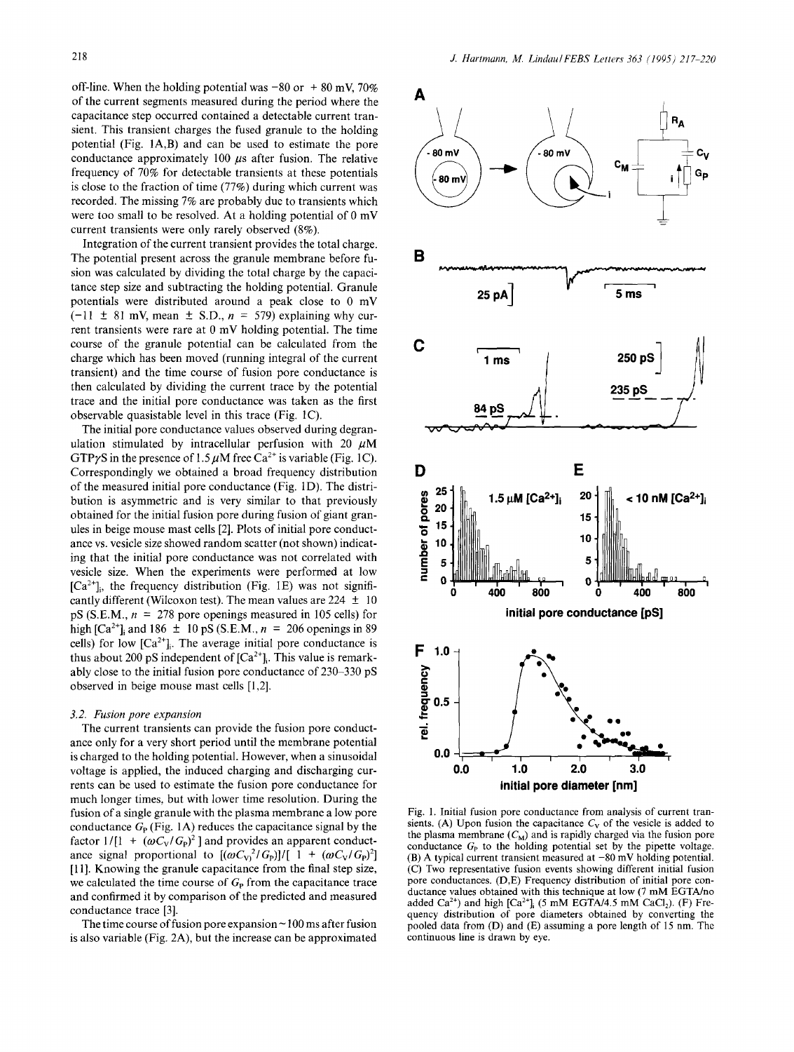off-line. When the holding potential was −80 or + 80 mV, 70% of the current segments measured during the period where the capacitance step occurred contained a detectable current transient. This transient charges the fused granule to the holding potential (Fig. 1A,B) and can be used to estimate the pore conductance approximately 100 μs after fusion. The relative frequency of 70% for detectable transients at these potentials is close to the fraction of time (77%) during which current was recorded. The missing 7% are probably due to transients which were too small to be resolved. At a holding potential of 0 mV current transients were only rarely observed (8%).

Integration of the current transient provides the total charge. The potential present across the granule membrane before fusion was calculated by dividing the total charge by the capacitance step size and subtracting the holding potential. Granule potentials were distributed around a peak close to 0 mV (−11 ± 81 mV, mean ± S.D., $n$ = 579) explaining why current transients were rare at 0 mV holding potential. The time course of the granule potential can be calculated from the charge which has been moved (running integral of the current transient) and the time course of fusion pore conductance is then calculated by dividing the current trace by the potential trace and the initial pore conductance was taken as the first observable quasistable level in this trace (Fig. 1C).

The initial pore conductance values observed during degranulation stimulated by intracellular perfusion with 20 μM GTPγS in the presence of 1.5 μM free $Ca^{2+}$ is variable (Fig. 1C). Correspondingly we obtained a broad frequency distribution of the measured initial pore conductance (Fig. 1D). The distribution is asymmetric and is very similar to that previously obtained for the initial fusion pore during fusion of giant granules in beige mouse mast cells [2]. Plots of initial pore conductance vs. vesicle size showed random scatter (not shown) indicating that the initial pore conductance was not correlated with vesicle size. When the experiments were performed at low $[Ca^{2+}]_i$, the frequency distribution (Fig. 1E) was not significantly different (Wilcoxon test). The mean values are 224 ± 10 pS (S.E.M., $n$ = 278 pore openings measured in 105 cells) for high $[Ca^{2+}]_i$ and 186 ± 10 pS (S.E.M., $n$ = 206 openings in 89 cells) for low $[Ca^{2+}]_i$. The average initial pore conductance is thus about 200 pS independent of $[Ca^{2+}]_i$. This value is remarkably close to the initial fusion pore conductance of 230–330 pS observed in beige mouse mast cells [1,2].

### 3.2. Fusion pore expansion

The current transients can provide the fusion pore conductance only for a very short period until the membrane potential is charged to the holding potential. However, when a sinusoidal voltage is applied, the induced charging and discharging currents can be used to estimate the fusion pore conductance for much longer times, but with lower time resolution. During the fusion of a single granule with the plasma membrane a low pore conductance $G_P$ (Fig. 1A) reduces the capacitance signal by the factor $1/[1 + (\omega C_V/G_P)^2]$ and provides an apparent conductance signal proportional to $[(\omega C_V)^2/G_P)]/[1 + (\omega C_V/G_P)^2]$ [11]. Knowing the granule capacitance from the final step size, we calculated the time course of $G_P$ from the capacitance trace and confirmed it by comparison of the predicted and measured conductance trace [3].

The time course of fusion pore expansion ~100 ms after fusion is also variable (Fig. 2A), but the increase can be approximated

Fig. 1. Initial fusion pore conductance from analysis of current transients. (A) Upon fusion the capacitance $C_V$ of the vesicle is added to the plasma membrane ($C_M$) and is rapidly charged via the fusion pore conductance $G_P$ to the holding potential set by the pipette voltage. (B) A typical current transient measured at −80 mV holding potential. (C) Two representative fusion events showing different initial fusion pore conductances. (D,E) Frequency distribution of initial pore conductance values obtained with this technique at low (7 mM EGTA/no added $Ca^{2+}$) and high $[Ca^{2+}]_i$ (5 mM EGTA/4.5 mM $CaCl_2$). (F) Frequency distribution of pore diameters obtained by converting the pooled data from (D) and (E) assuming a pore length of 15 nm. The continuous line is drawn by eye.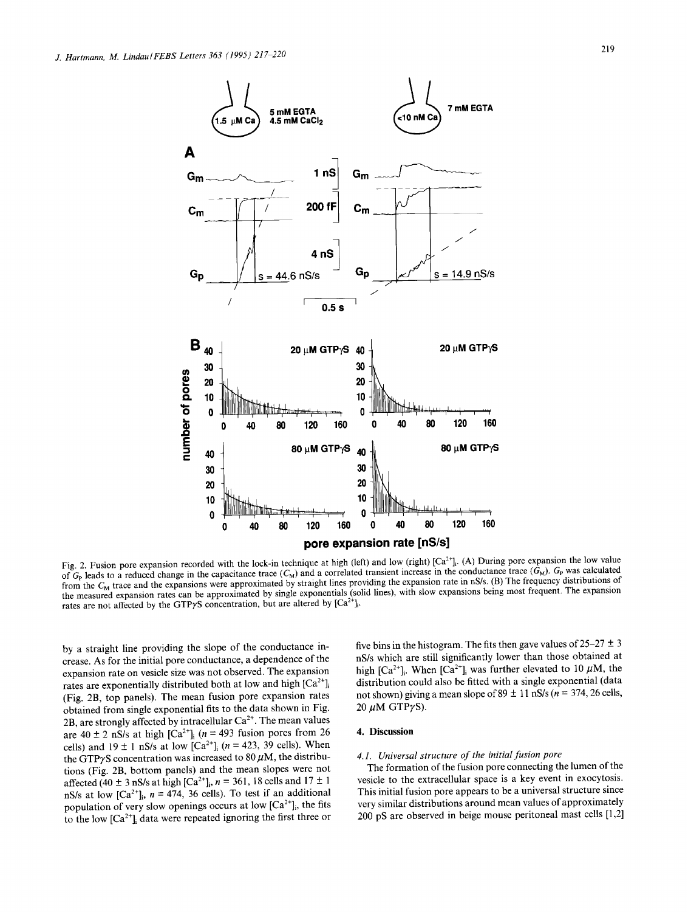Fig. 2. Fusion pore expansion recorded with the lock-in technique at high (left) and low (right) $[Ca^{2+}]_i$. (A) During pore expansion the low value of $G_P$ leads to a reduced change in the capacitance trace ($C_M$) and a correlated transient increase in the conductance trace ($G_M$). $G_P$ was calculated from the $C_M$ trace and the expansions were approximated by straight lines providing the expansion rate in nS/s. (B) The frequency distributions of the measured expansion rates can be approximated by single exponentials (solid lines), with slow expansions being most frequent. The expansion rates are not affected by the GTPγS concentration, but are altered by $[Ca^{2+}]_i$.

by a straight line providing the slope of the conductance increase. As for the initial pore conductance, a dependence of the expansion rate on vesicle size was not observed. The expansion rates are exponentially distributed both at low and high $[Ca^{2+}]_i$ (Fig. 2B, top panels). The mean fusion pore expansion rates obtained from single exponential fits to the data shown in Fig. 2B, are strongly affected by intracellular $Ca^{2+}$. The mean values are 40 ± 2 nS/s at high $[Ca^{2+}]_i$ ($n$ = 493 fusion pores from 26 cells) and 19 ± 1 nS/s at low $[Ca^{2+}]_i$ ($n$ = 423, 39 cells). When the GTPγS concentration was increased to 80 μM, the distributions (Fig. 2B, bottom panels) and the mean slopes were not affected (40 ± 3 nS/s at high $[Ca^{2+}]_i$, $n$ = 361, 18 cells and 17 ± 1 nS/s at low $[Ca^{2+}]_i$, $n$ = 474, 36 cells). To test if an additional population of very slow openings occurs at low $[Ca^{2+}]_i$, the fits to the low $[Ca^{2+}]_i$ data were repeated ignoring the first three or five bins in the histogram. The fits then gave values of 25–27 ± 3 nS/s which are still significantly lower than those obtained at high $[Ca^{2+}]_i$. When $[Ca^{2+}]_i$ was further elevated to 10 μM, the distribution could also be fitted with a single exponential (data not shown) giving a mean slope of 89 ± 11 nS/s ($n$ = 374, 26 cells, 20 μM GTPγS).

## 4. Discussion

### 4.1. Universal structure of the initial fusion pore

The formation of the fusion pore connecting the lumen of the vesicle to the extracellular space is a key event in exocytosis. This initial fusion pore appears to be a universal structure since very similar distributions around mean values of approximately 200 pS are observed in beige mouse peritoneal mast cells [1,2]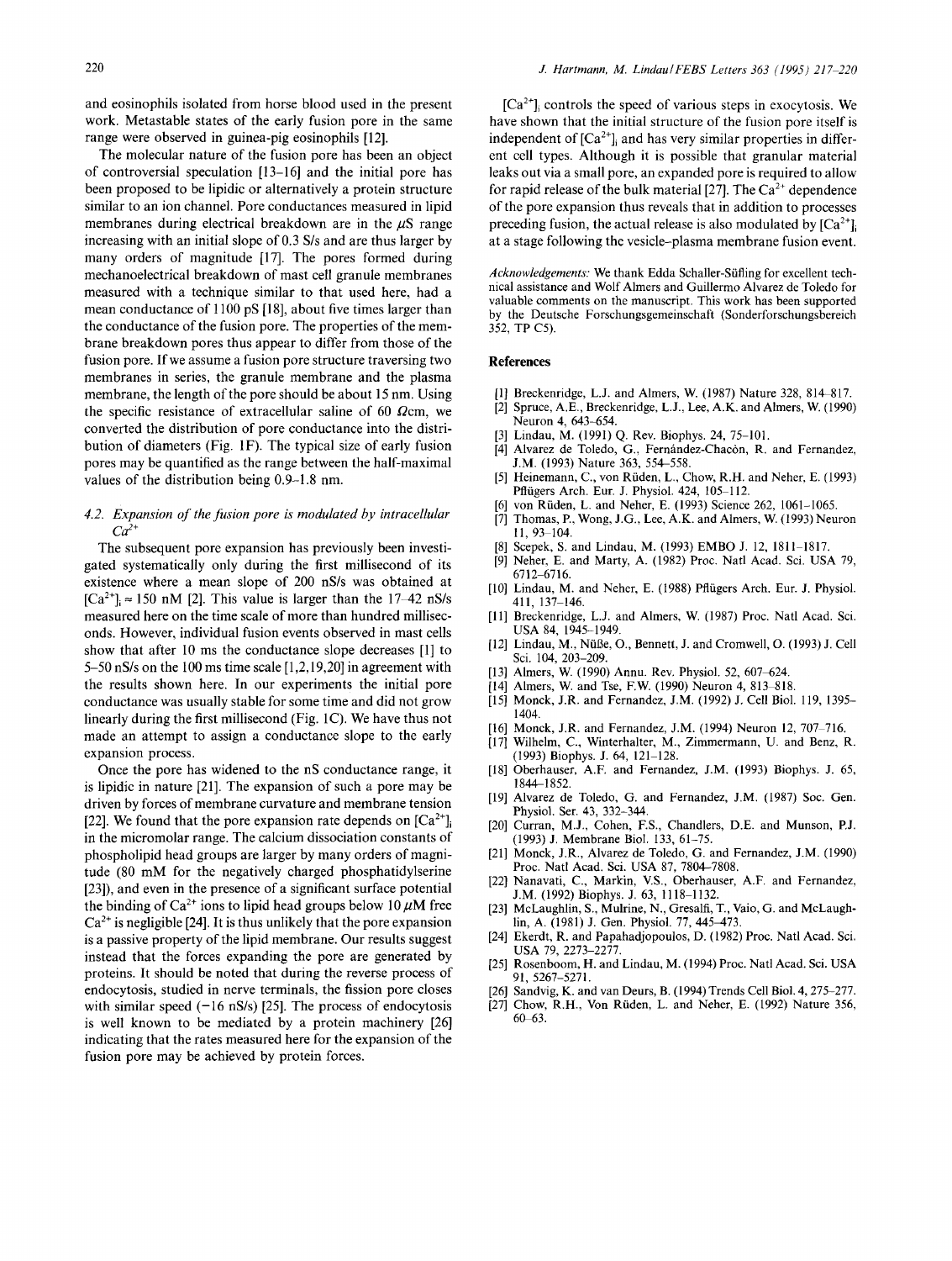and eosinophils isolated from horse blood used in the present work. Metastable states of the early fusion pore in the same range were observed in guinea-pig eosinophils [12].

The molecular nature of the fusion pore has been an object of controversial speculation [13–16] and the initial pore has been proposed to be lipidic or alternatively a protein structure similar to an ion channel. Pore conductances measured in lipid membranes during electrical breakdown are in the $\mu$S range increasing with an initial slope of 0.3 S/s and are thus larger by many orders of magnitude [17]. The pores formed during mechanoelectrical breakdown of mast cell granule membranes measured with a technique similar to that used here, had a mean conductance of 1100 pS [18], about five times larger than the conductance of the fusion pore. The properties of the membrane breakdown pores thus appear to differ from those of the fusion pore. If we assume a fusion pore structure traversing two membranes in series, the granule membrane and the plasma membrane, the length of the pore should be about 15 nm. Using the specific resistance of extracellular saline of 60 $\Omega$cm, we converted the distribution of pore conductance into the distribution of diameters (Fig. 1F). The typical size of early fusion pores may be quantified as the range between the half-maximal values of the distribution being 0.9–1.8 nm.

### 4.2. Expansion of the fusion pore is modulated by intracellular $Ca^{2+}$

The subsequent pore expansion has previously been investigated systematically only during the first millisecond of its existence where a mean slope of 200 nS/s was obtained at $[Ca^{2+}]_i \approx 150$ nM [2]. This value is larger than the 17–42 nS/s measured here on the time scale of more than hundred milliseconds. However, individual fusion events observed in mast cells show that after 10 ms the conductance slope decreases [1] to 5–50 nS/s on the 100 ms time scale [1,2,19,20] in agreement with the results shown here. In our experiments the initial pore conductance was usually stable for some time and did not grow linearly during the first millisecond (Fig. 1C). We have thus not made an attempt to assign a conductance slope to the early expansion process.

Once the pore has widened to the nS conductance range, it is lipidic in nature [21]. The expansion of such a pore may be driven by forces of membrane curvature and membrane tension [22]. We found that the pore expansion rate depends on $[Ca^{2+}]_i$ in the micromolar range. The calcium dissociation constants of phospholipid head groups are larger by many orders of magnitude (80 mM for the negatively charged phosphatidylserine [23]), and even in the presence of a significant surface potential the binding of $Ca^{2+}$ ions to lipid head groups below 10 $\mu$M free $Ca^{2+}$ is negligible [24]. It is thus unlikely that the pore expansion is a passive property of the lipid membrane. Our results suggest instead that the forces expanding the pore are generated by proteins. It should be noted that during the reverse process of endocytosis, studied in nerve terminals, the fission pore closes with similar speed (−16 nS/s) [25]. The process of endocytosis is well known to be mediated by a protein machinery [26] indicating that the rates measured here for the expansion of the fusion pore may be achieved by protein forces.

$[Ca^{2+}]_i$ controls the speed of various steps in exocytosis. We have shown that the initial structure of the fusion pore itself is independent of $[Ca^{2+}]_i$ and has very similar properties in different cell types. Although it is possible that granular material leaks out via a small pore, an expanded pore is required to allow for rapid release of the bulk material [27]. The $Ca^{2+}$ dependence of the pore expansion thus reveals that in addition to processes preceding fusion, the actual release is also modulated by $[Ca^{2+}]_i$ at a stage following the vesicle–plasma membrane fusion event.

*Acknowledgements:* We thank Edda Schaller-Süfling for excellent technical assistance and Wolf Almers and Guillermo Alvarez de Toledo for valuable comments on the manuscript. This work has been supported by the Deutsche Forschungsgemeinschaft (Sonderforschungsbereich 352, TP C5).

## References

[1] Breckenridge, L.J. and Almers, W. (1987) Nature 328, 814–817.
[2] Spruce, A.E., Breckenridge, L.J., Lee, A.K. and Almers, W. (1990) Neuron 4, 643–654.
[3] Lindau, M. (1991) Q. Rev. Biophys. 24, 75–101.
[4] Alvarez de Toledo, G., Fernández-Chacón, R. and Fernandez, J.M. (1993) Nature 363, 554–558.
[5] Heinemann, C., von Rüden, L., Chow, R.H. and Neher, E. (1993) Pflügers Arch. Eur. J. Physiol. 424, 105–112.
[6] von Rüden, L. and Neher, E. (1993) Science 262, 1061–1065.
[7] Thomas, P., Wong, J.G., Lee, A.K. and Almers, W. (1993) Neuron 11, 93–104.
[8] Scepek, S. and Lindau, M. (1993) EMBO J. 12, 1811–1817.
[9] Neher, E. and Marty, A. (1982) Proc. Natl Acad. Sci. USA 79, 6712–6716.
[10] Lindau, M. and Neher, E. (1988) Pflügers Arch. Eur. J. Physiol. 411, 137–146.
[11] Breckenridge, L.J. and Almers, W. (1987) Proc. Natl Acad. Sci. USA 84, 1945–1949.
[12] Lindau, M., Nüße, O., Bennett, J. and Cromwell, O. (1993) J. Cell Sci. 104, 203–209.
[13] Almers, W. (1990) Annu. Rev. Physiol. 52, 607–624.
[14] Almers, W. and Tse, F.W. (1990) Neuron 4, 813–818.
[15] Monck, J.R. and Fernandez, J.M. (1992) J. Cell Biol. 119, 1395–1404.
[16] Monck, J.R. and Fernandez, J.M. (1994) Neuron 12, 707–716.
[17] Wilhelm, C., Winterhalter, M., Zimmermann, U. and Benz, R. (1993) Biophys. J. 64, 121–128.
[18] Oberhauser, A.F. and Fernandez, J.M. (1993) Biophys. J. 65, 1844–1852.
[19] Alvarez de Toledo, G. and Fernandez, J.M. (1987) Soc. Gen. Physiol. Ser. 43, 332–344.
[20] Curran, M.J., Cohen, F.S., Chandlers, D.E. and Munson, P.J. (1993) J. Membrane Biol. 133, 61–75.
[21] Monck, J.R., Alvarez de Toledo, G. and Fernandez, J.M. (1990) Proc. Natl Acad. Sci. USA 87, 7804–7808.
[22] Nanavati, C., Markin, V.S., Oberhauser, A.F. and Fernandez, J.M. (1992) Biophys. J. 63, 1118–1132.
[23] McLaughlin, S., Mulrine, N., Gresalfi, T., Vaio, G. and McLaughlin, A. (1981) J. Gen. Physiol. 77, 445–473.
[24] Ekerdt, R. and Papahadjopoulos, D. (1982) Proc. Natl Acad. Sci. USA 79, 2273–2277.
[25] Rosenboom, H. and Lindau, M. (1994) Proc. Natl Acad. Sci. USA 91, 5267–5271.
[26] Sandvig, K. and van Deurs, B. (1994) Trends Cell Biol. 4, 275–277.
[27] Chow, R.H., Von Rüden, L. and Neher, E. (1992) Nature 356, 60–63.